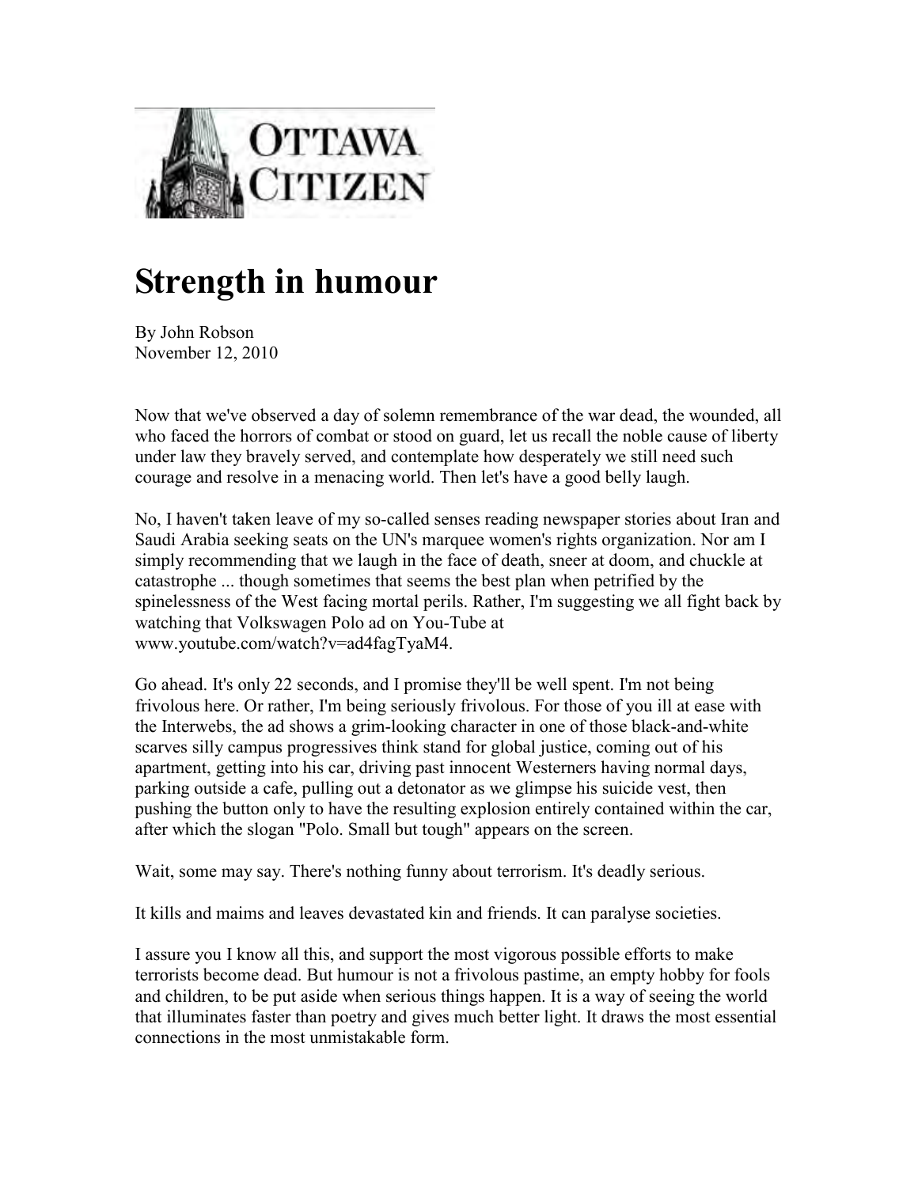OTTAWA CITIZEN

# Strength in humour

By John Robson
November 12, 2010

Now that we've observed a day of solemn remembrance of the war dead, the wounded, all who faced the horrors of combat or stood on guard, let us recall the noble cause of liberty under law they bravely served, and contemplate how desperately we still need such courage and resolve in a menacing world. Then let's have a good belly laugh.

No, I haven't taken leave of my so-called senses reading newspaper stories about Iran and Saudi Arabia seeking seats on the UN's marquee women's rights organization. Nor am I simply recommending that we laugh in the face of death, sneer at doom, and chuckle at catastrophe ... though sometimes that seems the best plan when petrified by the spinelessness of the West facing mortal perils. Rather, I'm suggesting we all fight back by watching that Volkswagen Polo ad on You-Tube at www.youtube.com/watch?v=ad4fagTyaM4.

Go ahead. It's only 22 seconds, and I promise they'll be well spent. I'm not being frivolous here. Or rather, I'm being seriously frivolous. For those of you ill at ease with the Interwebs, the ad shows a grim-looking character in one of those black-and-white scarves silly campus progressives think stand for global justice, coming out of his apartment, getting into his car, driving past innocent Westerners having normal days, parking outside a cafe, pulling out a detonator as we glimpse his suicide vest, then pushing the button only to have the resulting explosion entirely contained within the car, after which the slogan "Polo. Small but tough" appears on the screen.

Wait, some may say. There's nothing funny about terrorism. It's deadly serious.

It kills and maims and leaves devastated kin and friends. It can paralyse societies.

I assure you I know all this, and support the most vigorous possible efforts to make terrorists become dead. But humour is not a frivolous pastime, an empty hobby for fools and children, to be put aside when serious things happen. It is a way of seeing the world that illuminates faster than poetry and gives much better light. It draws the most essential connections in the most unmistakable form.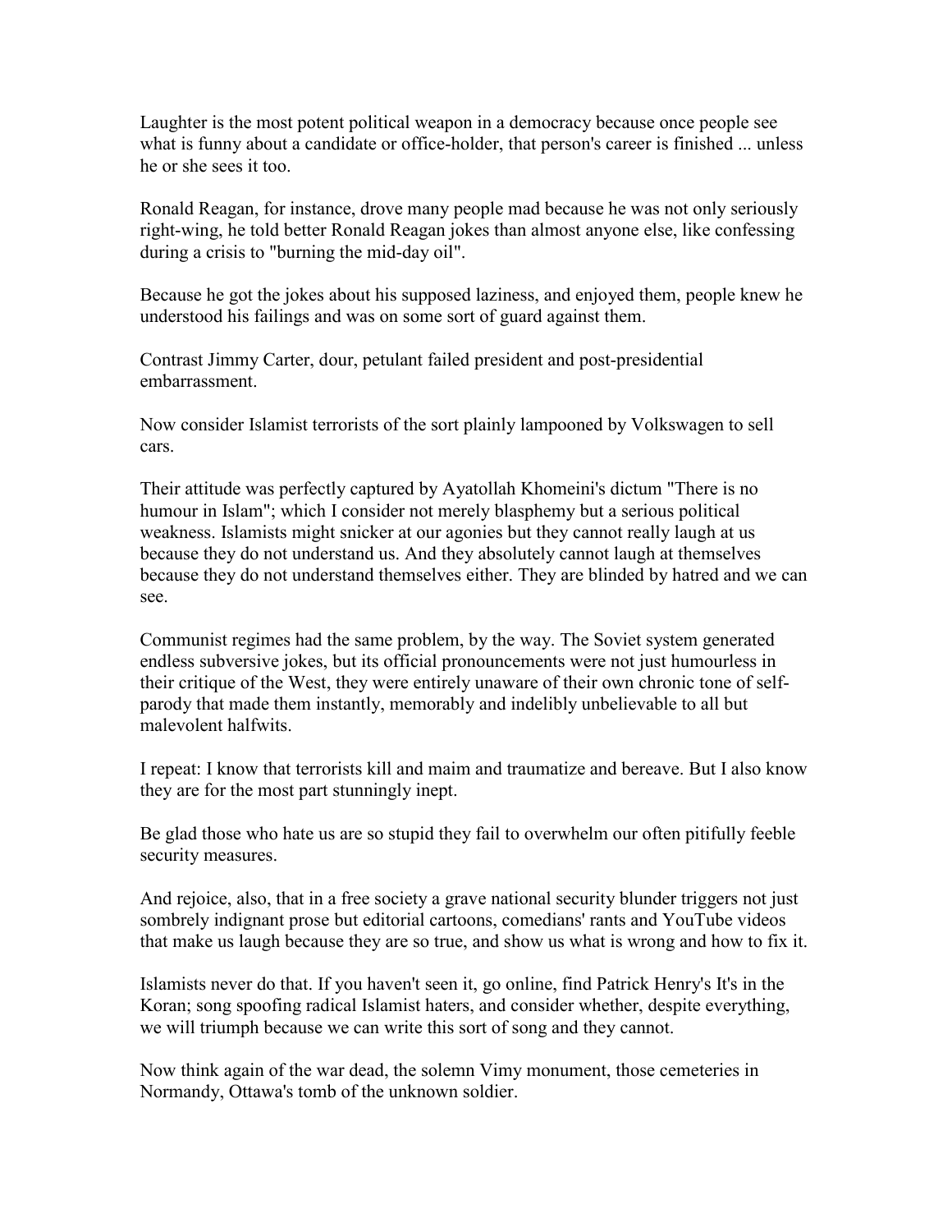Laughter is the most potent political weapon in a democracy because once people see what is funny about a candidate or office-holder, that person's career is finished ... unless he or she sees it too.

Ronald Reagan, for instance, drove many people mad because he was not only seriously right-wing, he told better Ronald Reagan jokes than almost anyone else, like confessing during a crisis to "burning the mid-day oil".

Because he got the jokes about his supposed laziness, and enjoyed them, people knew he understood his failings and was on some sort of guard against them.

Contrast Jimmy Carter, dour, petulant failed president and post-presidential embarrassment.

Now consider Islamist terrorists of the sort plainly lampooned by Volkswagen to sell cars.

Their attitude was perfectly captured by Ayatollah Khomeini's dictum "There is no humour in Islam"; which I consider not merely blasphemy but a serious political weakness. Islamists might snicker at our agonies but they cannot really laugh at us because they do not understand us. And they absolutely cannot laugh at themselves because they do not understand themselves either. They are blinded by hatred and we can see.

Communist regimes had the same problem, by the way. The Soviet system generated endless subversive jokes, but its official pronouncements were not just humourless in their critique of the West, they were entirely unaware of their own chronic tone of self-parody that made them instantly, memorably and indelibly unbelievable to all but malevolent halfwits.

I repeat: I know that terrorists kill and maim and traumatize and bereave. But I also know they are for the most part stunningly inept.

Be glad those who hate us are so stupid they fail to overwhelm our often pitifully feeble security measures.

And rejoice, also, that in a free society a grave national security blunder triggers not just sombrely indignant prose but editorial cartoons, comedians' rants and YouTube videos that make us laugh because they are so true, and show us what is wrong and how to fix it.

Islamists never do that. If you haven't seen it, go online, find Patrick Henry's It's in the Koran; song spoofing radical Islamist haters, and consider whether, despite everything, we will triumph because we can write this sort of song and they cannot.

Now think again of the war dead, the solemn Vimy monument, those cemeteries in Normandy, Ottawa's tomb of the unknown soldier.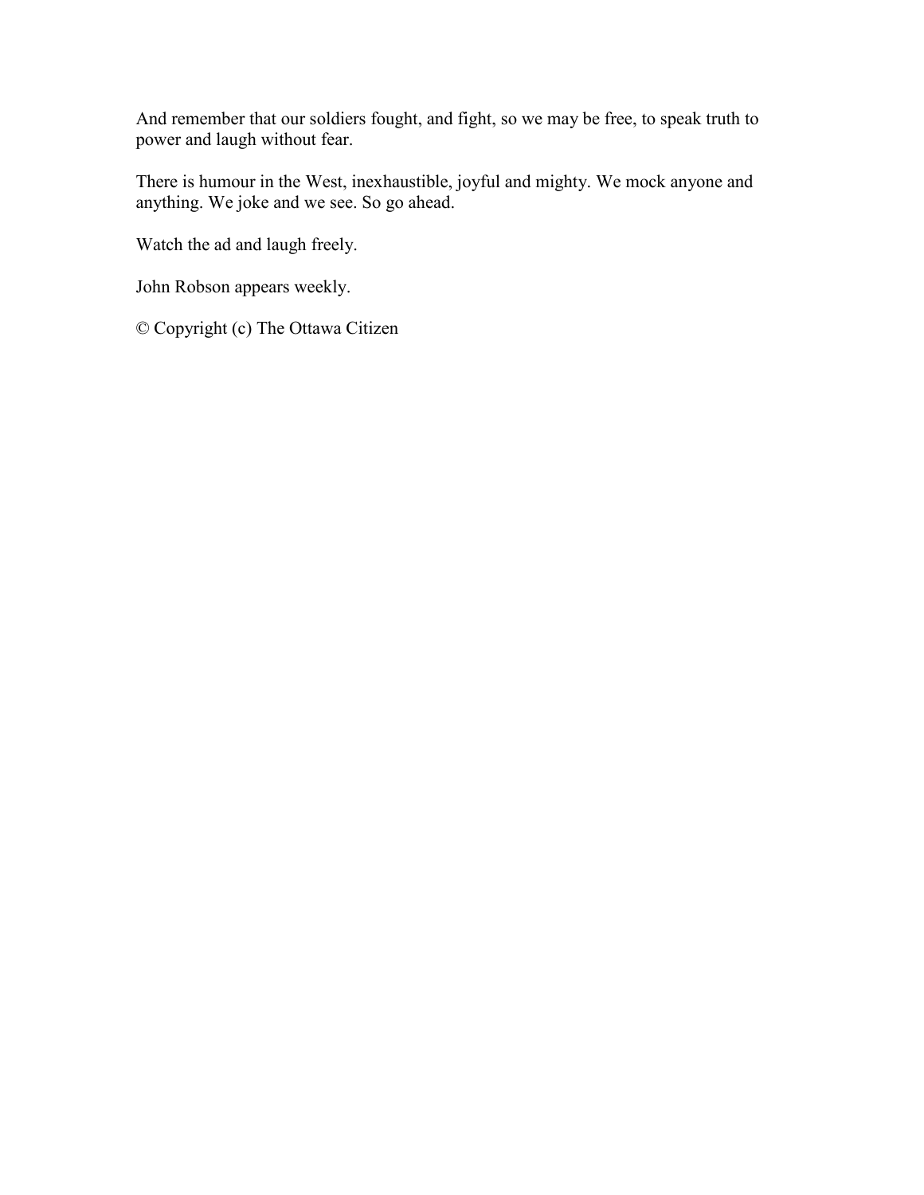And remember that our soldiers fought, and fight, so we may be free, to speak truth to power and laugh without fear.

There is humour in the West, inexhaustible, joyful and mighty. We mock anyone and anything. We joke and we see. So go ahead.

Watch the ad and laugh freely.

John Robson appears weekly.

© Copyright (c) The Ottawa Citizen